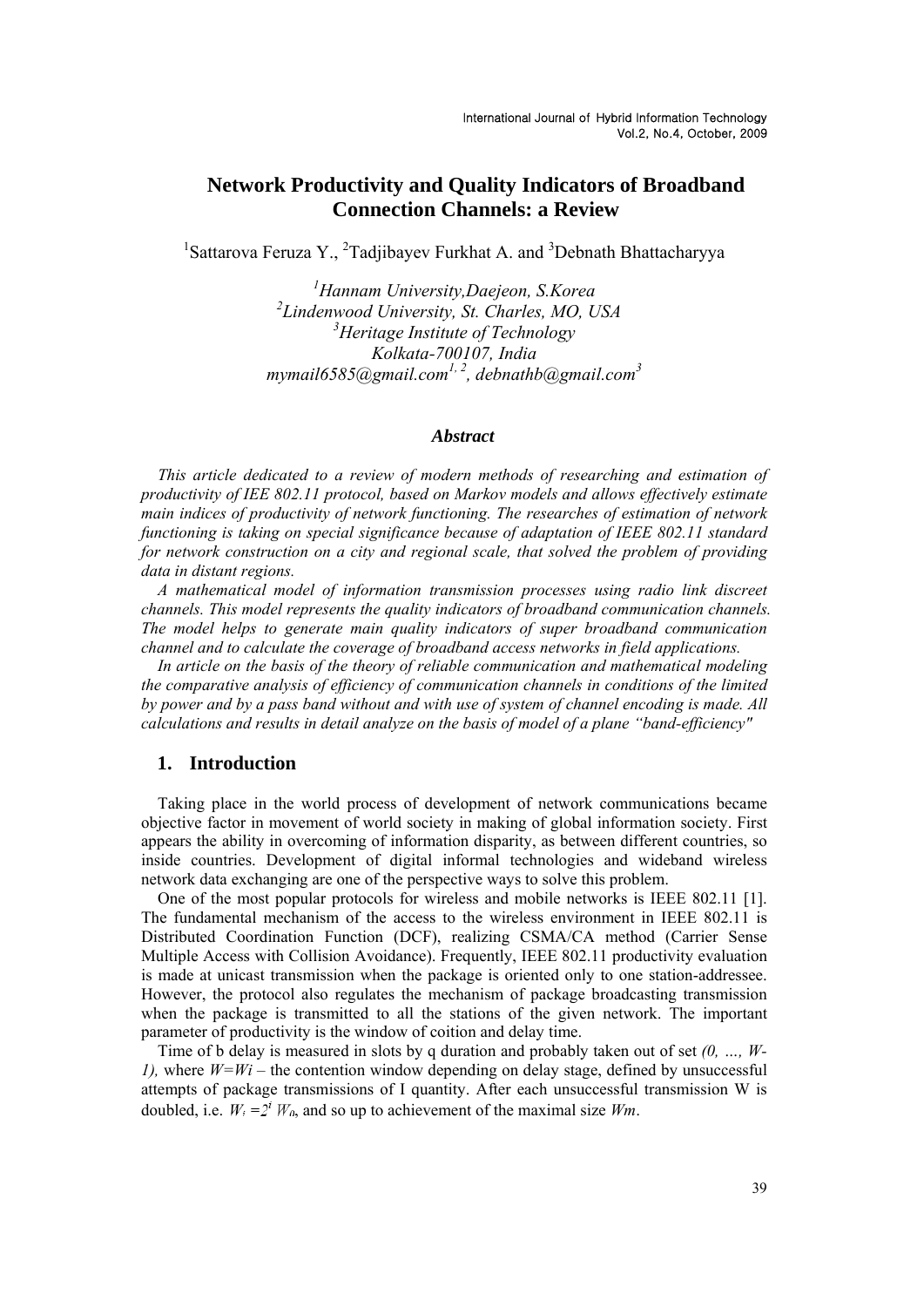# Network Productivity and Quality Indicators of Broadband Connection Channels: a Review

[1]Sattarova Feruza Y., [2]Tadjibayev Furkhat A. and [3]Debnath Bhattacharyya

*[1]Hannam University,Daejeon, S.Korea*
*[2]Lindenwood University, St. Charles, MO, USA*
*[3]Heritage Institute of Technology*
*Kolkata-700107, India*
*mymail6585@gmail.com[1, 2], debnathb@gmail.com[3]*

### *Abstract*

*This article dedicated to a review of modern methods of researching and estimation of productivity of IEE 802.11 protocol, based on Markov models and allows effectively estimate main indices of productivity of network functioning. The researches of estimation of network functioning is taking on special significance because of adaptation of IEEE 802.11 standard for network construction on a city and regional scale, that solved the problem of providing data in distant regions.*

*A mathematical model of information transmission processes using radio link discreet channels. This model represents the quality indicators of broadband communication channels. The model helps to generate main quality indicators of super broadband communication channel and to calculate the coverage of broadband access networks in field applications.*

*In article on the basis of the theory of reliable communication and mathematical modeling the comparative analysis of efficiency of communication channels in conditions of the limited by power and by a pass band without and with use of system of channel encoding is made. All calculations and results in detail analyze on the basis of model of a plane "band-efficiency"*

## 1. Introduction

Taking place in the world process of development of network communications became objective factor in movement of world society in making of global information society. First appears the ability in overcoming of information disparity, as between different countries, so inside countries. Development of digital informal technologies and wideband wireless network data exchanging are one of the perspective ways to solve this problem.

One of the most popular protocols for wireless and mobile networks is IEEE 802.11 [1]. The fundamental mechanism of the access to the wireless environment in IEEE 802.11 is Distributed Coordination Function (DCF), realizing CSMA/CA method (Carrier Sense Multiple Access with Collision Avoidance). Frequently, IEEE 802.11 productivity evaluation is made at unicast transmission when the package is oriented only to one station-addressee. However, the protocol also regulates the mechanism of package broadcasting transmission when the package is transmitted to all the stations of the given network. The important parameter of productivity is the window of coition and delay time.

Time of b delay is measured in slots by q duration and probably taken out of set *(0, …, W-1),* where $W=Wi$ – the contention window depending on delay stage, defined by unsuccessful attempts of package transmissions of I quantity. After each unsuccessful transmission W is doubled, i.e. $W_i = 2^i W_0$, and so up to achievement of the maximal size $Wm$.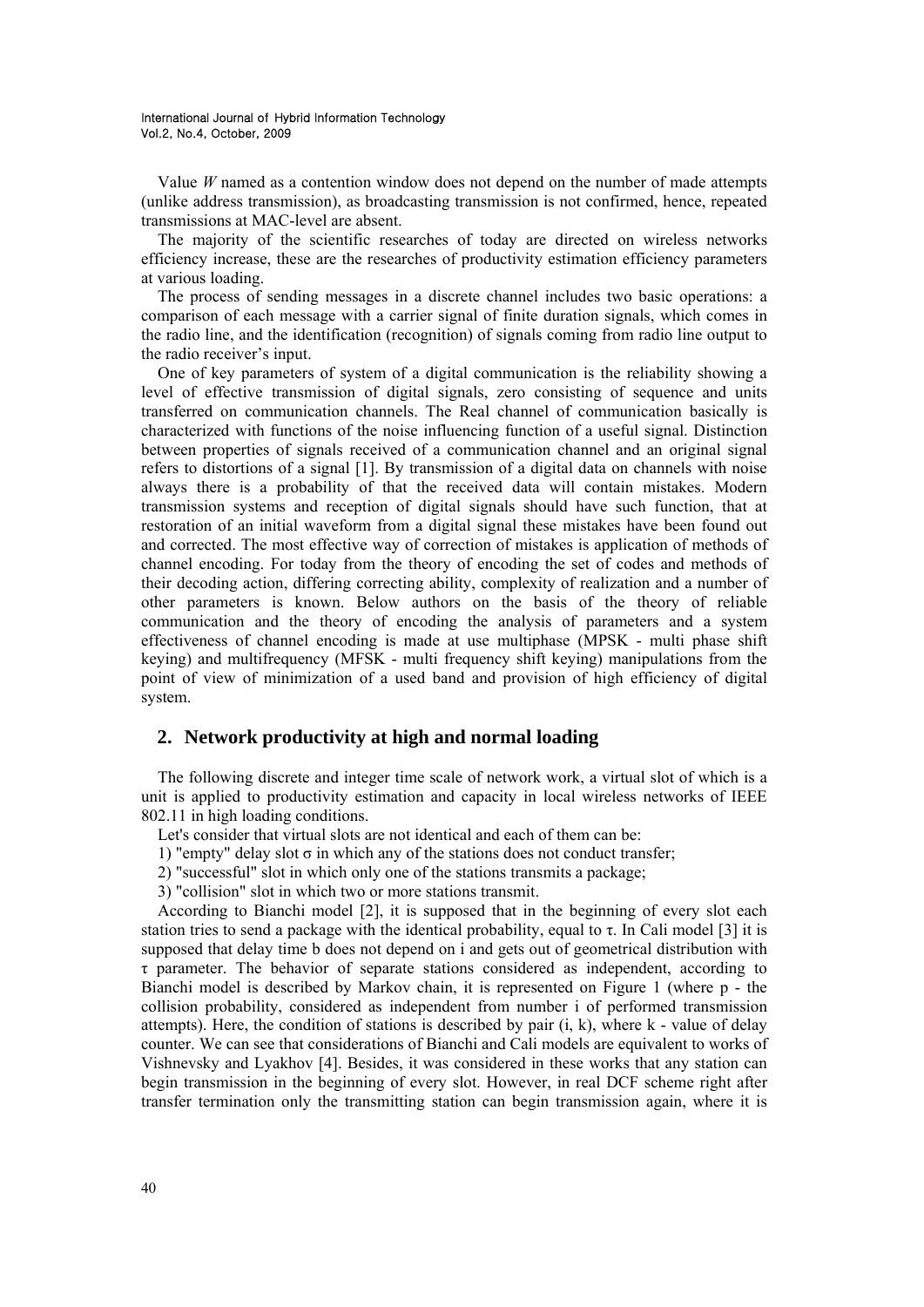Value *W* named as a contention window does not depend on the number of made attempts (unlike address transmission), as broadcasting transmission is not confirmed, hence, repeated transmissions at MAC-level are absent.

The majority of the scientific researches of today are directed on wireless networks efficiency increase, these are the researches of productivity estimation efficiency parameters at various loading.

The process of sending messages in a discrete channel includes two basic operations: a comparison of each message with a carrier signal of finite duration signals, which comes in the radio line, and the identification (recognition) of signals coming from radio line output to the radio receiver's input.

One of key parameters of system of a digital communication is the reliability showing a level of effective transmission of digital signals, zero consisting of sequence and units transferred on communication channels. The Real channel of communication basically is characterized with functions of the noise influencing function of a useful signal. Distinction between properties of signals received of a communication channel and an original signal refers to distortions of a signal [1]. By transmission of a digital data on channels with noise always there is a probability of that the received data will contain mistakes. Modern transmission systems and reception of digital signals should have such function, that at restoration of an initial waveform from a digital signal these mistakes have been found out and corrected. The most effective way of correction of mistakes is application of methods of channel encoding. For today from the theory of encoding the set of codes and methods of their decoding action, differing correcting ability, complexity of realization and a number of other parameters is known. Below authors on the basis of the theory of reliable communication and the theory of encoding the analysis of parameters and a system effectiveness of channel encoding is made at use multiphase (MPSK - multi phase shift keying) and multifrequency (MFSK - multi frequency shift keying) manipulations from the point of view of minimization of a used band and provision of high efficiency of digital system.

## 2. Network productivity at high and normal loading

The following discrete and integer time scale of network work, a virtual slot of which is a unit is applied to productivity estimation and capacity in local wireless networks of IEEE 802.11 in high loading conditions.

Let's consider that virtual slots are not identical and each of them can be:

1) "empty" delay slot $\sigma$ in which any of the stations does not conduct transfer;

2) "successful" slot in which only one of the stations transmits a package;

3) "collision" slot in which two or more stations transmit.

According to Bianchi model [2], it is supposed that in the beginning of every slot each station tries to send a package with the identical probability, equal to $\tau$. In Cali model [3] it is supposed that delay time b does not depend on i and gets out of geometrical distribution with $\tau$ parameter. The behavior of separate stations considered as independent, according to Bianchi model is described by Markov chain, it is represented on Figure 1 (where p - the collision probability, considered as independent from number i of performed transmission attempts). Here, the condition of stations is described by pair (i, k), where k - value of delay counter. We can see that considerations of Bianchi and Cali models are equivalent to works of Vishnevsky and Lyakhov [4]. Besides, it was considered in these works that any station can begin transmission in the beginning of every slot. However, in real DCF scheme right after transfer termination only the transmitting station can begin transmission again, where it is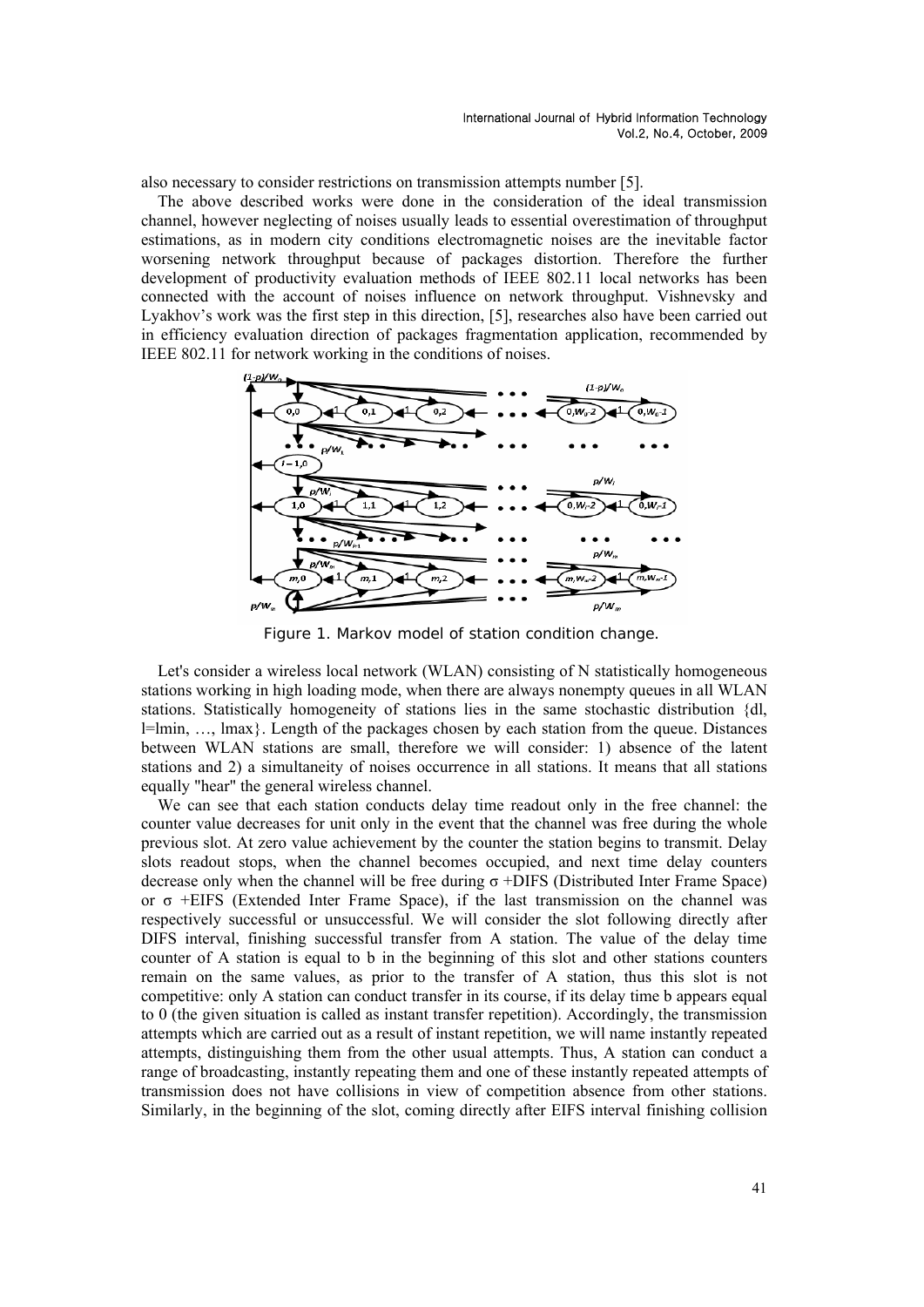also necessary to consider restrictions on transmission attempts number [5].

The above described works were done in the consideration of the ideal transmission channel, however neglecting of noises usually leads to essential overestimation of throughput estimations, as in modern city conditions electromagnetic noises are the inevitable factor worsening network throughput because of packages distortion. Therefore the further development of productivity evaluation methods of IEEE 802.11 local networks has been connected with the account of noises influence on network throughput. Vishnevsky and Lyakhov's work was the first step in this direction, [5], researches also have been carried out in efficiency evaluation direction of packages fragmentation application, recommended by IEEE 802.11 for network working in the conditions of noises.

Figure 1. Markov model of station condition change.

Let's consider a wireless local network (WLAN) consisting of N statistically homogeneous stations working in high loading mode, when there are always nonempty queues in all WLAN stations. Statistically homogeneity of stations lies in the same stochastic distribution {dl, l=lmin, …, lmax}. Length of the packages chosen by each station from the queue. Distances between WLAN stations are small, therefore we will consider: 1) absence of the latent stations and 2) a simultaneity of noises occurrence in all stations. It means that all stations equally "hear" the general wireless channel.

We can see that each station conducts delay time readout only in the free channel: the counter value decreases for unit only in the event that the channel was free during the whole previous slot. At zero value achievement by the counter the station begins to transmit. Delay slots readout stops, when the channel becomes occupied, and next time delay counters decrease only when the channel will be free during $\sigma$ +DIFS (Distributed Inter Frame Space) or $\sigma$ +EIFS (Extended Inter Frame Space), if the last transmission on the channel was respectively successful or unsuccessful. We will consider the slot following directly after DIFS interval, finishing successful transfer from A station. The value of the delay time counter of A station is equal to b in the beginning of this slot and other stations counters remain on the same values, as prior to the transfer of A station, thus this slot is not competitive: only A station can conduct transfer in its course, if its delay time b appears equal to 0 (the given situation is called as instant transfer repetition). Accordingly, the transmission attempts which are carried out as a result of instant repetition, we will name instantly repeated attempts, distinguishing them from the other usual attempts. Thus, A station can conduct a range of broadcasting, instantly repeating them and one of these instantly repeated attempts of transmission does not have collisions in view of competition absence from other stations. Similarly, in the beginning of the slot, coming directly after EIFS interval finishing collision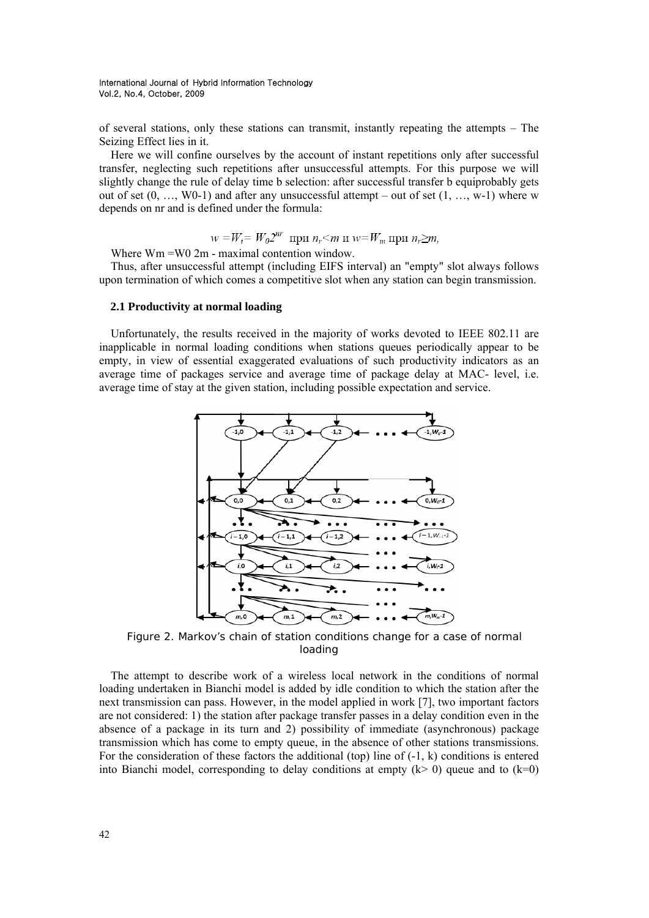of several stations, only these stations can transmit, instantly repeating the attempts – The Seizing Effect lies in it.

Here we will confine ourselves by the account of instant repetitions only after successful transfer, neglecting such repetitions after unsuccessful attempts. For this purpose we will slightly change the rule of delay time b selection: after successful transfer b equiprobably gets out of set (0, …, W0-1) and after any unsuccessful attempt – out of set (1, …, w-1) where w depends on nr and is defined under the formula:

$$w = W_i = W_0 2^{nr} \text{ при } n_r < m \text{ и } w = W_m \text{ при } n_r \geq m,$$

Where Wm =W0 2m - maximal contention window.

Thus, after unsuccessful attempt (including EIFS interval) an "empty" slot always follows upon termination of which comes a competitive slot when any station can begin transmission.

### 2.1 Productivity at normal loading

Unfortunately, the results received in the majority of works devoted to IEEE 802.11 are inapplicable in normal loading conditions when stations queues periodically appear to be empty, in view of essential exaggerated evaluations of such productivity indicators as an average time of packages service and average time of package delay at MAC- level, i.e. average time of stay at the given station, including possible expectation and service.

Figure 2. Markov's chain of station conditions change for a case of normal loading

The attempt to describe work of a wireless local network in the conditions of normal loading undertaken in Bianchi model is added by idle condition to which the station after the next transmission can pass. However, in the model applied in work [7], two important factors are not considered: 1) the station after package transfer passes in a delay condition even in the absence of a package in its turn and 2) possibility of immediate (asynchronous) package transmission which has come to empty queue, in the absence of other stations transmissions. For the consideration of these factors the additional (top) line of (-1, k) conditions is entered into Bianchi model, corresponding to delay conditions at empty (k> 0) queue and to (k=0)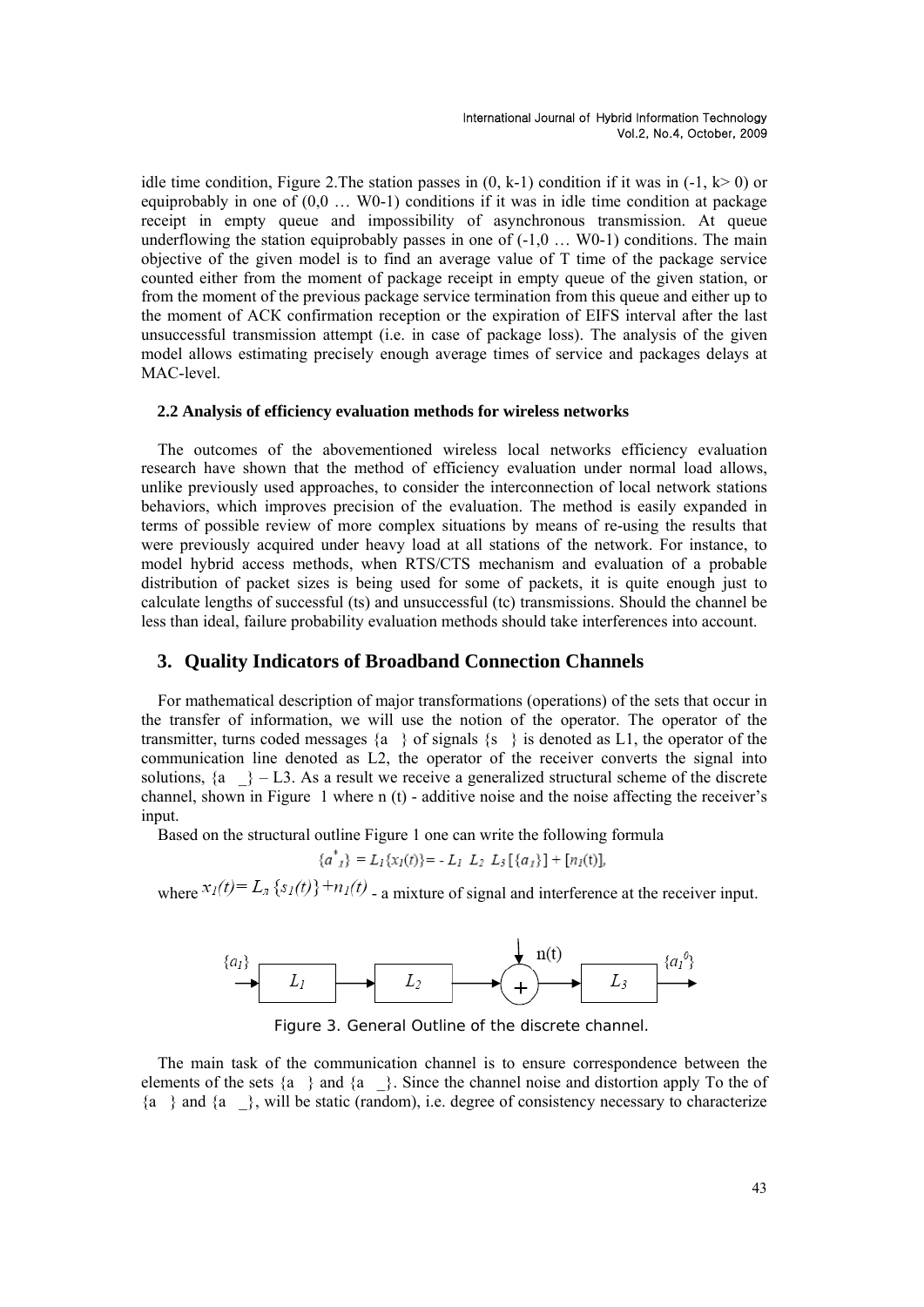idle time condition, Figure 2.The station passes in (0, k-1) condition if it was in (-1, k> 0) or equiprobably in one of (0,0 … W0-1) conditions if it was in idle time condition at package receipt in empty queue and impossibility of asynchronous transmission. At queue underflowing the station equiprobably passes in one of (-1,0 … W0-1) conditions. The main objective of the given model is to find an average value of T time of the package service counted either from the moment of package receipt in empty queue of the given station, or from the moment of the previous package service termination from this queue and either up to the moment of ACK confirmation reception or the expiration of EIFS interval after the last unsuccessful transmission attempt (i.e. in case of package loss). The analysis of the given model allows estimating precisely enough average times of service and packages delays at MAC-level.

### 2.2 Analysis of efficiency evaluation methods for wireless networks

The outcomes of the abovementioned wireless local networks efficiency evaluation research have shown that the method of efficiency evaluation under normal load allows, unlike previously used approaches, to consider the interconnection of local network stations behaviors, which improves precision of the evaluation. The method is easily expanded in terms of possible review of more complex situations by means of re-using the results that were previously acquired under heavy load at all stations of the network. For instance, to model hybrid access methods, when RTS/CTS mechanism and evaluation of a probable distribution of packet sizes is being used for some of packets, it is quite enough just to calculate lengths of successful (ts) and unsuccessful (tc) transmissions. Should the channel be less than ideal, failure probability evaluation methods should take interferences into account.

## 3. Quality Indicators of Broadband Connection Channels

For mathematical description of major transformations (operations) of the sets that occur in the transfer of information, we will use the notion of the operator. The operator of the transmitter, turns coded messages {a } of signals {s } is denoted as L1, the operator of the communication line denoted as L2, the operator of the receiver converts the signal into solutions, {a _} – L3. As a result we receive a generalized structural scheme of the discrete channel, shown in Figure 1 where n (t) - additive noise and the noise affecting the receiver's input.

Based on the structural outline Figure 1 one can write the following formula

$$\{a^*_1\} = L_1\{x_1(t)\} = - L_1\ L_2\ L_3\,[\{a_1\}] + [n_1(t)],$$

where $x_1(t) = L_л\,\{s_1(t)\} + n_1(t)$ - a mixture of signal and interference at the receiver input.

Figure 3. General Outline of the discrete channel.

The main task of the communication channel is to ensure correspondence between the elements of the sets {a } and {a _}. Since the channel noise and distortion apply To the of {a } and {a _}, will be static (random), i.e. degree of consistency necessary to characterize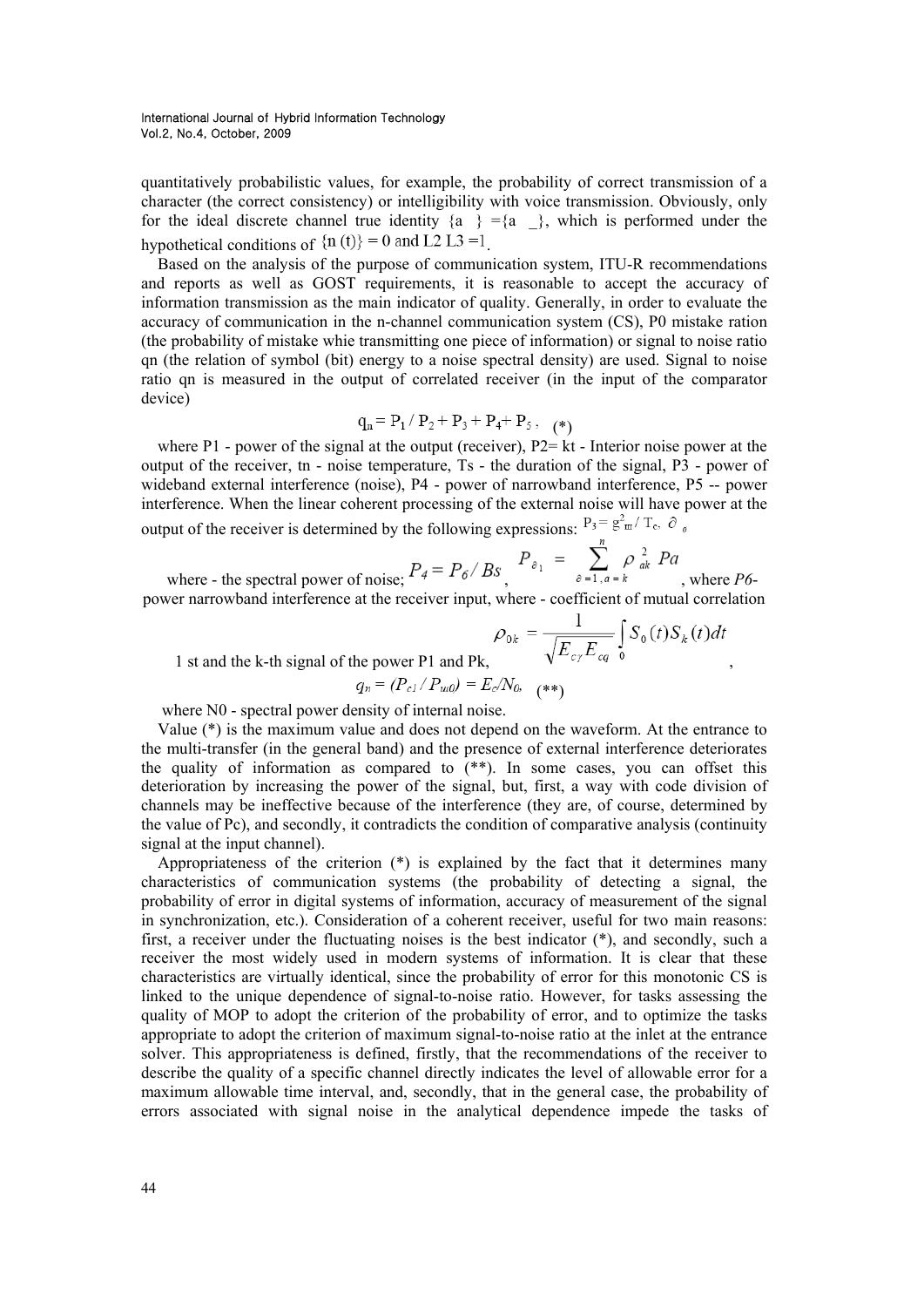quantitatively probabilistic values, for example, the probability of correct transmission of a character (the correct consistency) or intelligibility with voice transmission. Obviously, only for the ideal discrete channel true identity {a } ={a _}, which is performed under the hypothetical conditions of $\{n(t)\} = 0$ and $L2\ L3 = 1$.

Based on the analysis of the purpose of communication system, ITU-R recommendations and reports as well as GOST requirements, it is reasonable to accept the accuracy of information transmission as the main indicator of quality. Generally, in order to evaluate the accuracy of communication in the n-channel communication system (CS), P0 mistake ration (the probability of mistake whie transmitting one piece of information) or signal to noise ratio qn (the relation of symbol (bit) energy to a noise spectral density) are used. Signal to noise ratio qn is measured in the output of correlated receiver (in the input of the comparator device)

$$q_n = P_1 / P_2 + P_3 + P_4 + P_5 \,, \quad (*)$$

where P1 - power of the signal at the output (receiver), P2= kt - Interior noise power at the output of the receiver, tn - noise temperature, Ts - the duration of the signal, P3 - power of wideband external interference (noise), P4 - power of narrowband interference, P5 -- power interference. When the linear coherent processing of the external noise will have power at the output of the receiver is determined by the following expressions: $P_3 = g^2_{m} / T_c,\ \partial_{\,e}$

where - the spectral power of noise; $P_4 = P_6 / Bs$, $P_{\partial 1} = \sum_{\partial = 1, a = k}^{n} \rho_{ak}^{2} Pa$, where *P6*- power narrowband interference at the receiver input, where - coefficient of mutual correlation

1 st and the k-th signal of the power P1 and Pk, $\rho_{0k} = \frac{1}{\sqrt{E_{c\gamma} E_{cq}}} \int_0 S_0(t) S_k(t) dt$,

$$q_n = (P_{c1} / P_{ш0}) = E_c / N_0, \quad (**)$$

where N0 - spectral power density of internal noise.

Value (*) is the maximum value and does not depend on the waveform. At the entrance to the multi-transfer (in the general band) and the presence of external interference deteriorates the quality of information as compared to (**). In some cases, you can offset this deterioration by increasing the power of the signal, but, first, a way with code division of channels may be ineffective because of the interference (they are, of course, determined by the value of Pc), and secondly, it contradicts the condition of comparative analysis (continuity signal at the input channel).

Appropriateness of the criterion (*) is explained by the fact that it determines many characteristics of communication systems (the probability of detecting a signal, the probability of error in digital systems of information, accuracy of measurement of the signal in synchronization, etc.). Consideration of a coherent receiver, useful for two main reasons: first, a receiver under the fluctuating noises is the best indicator (*), and secondly, such a receiver the most widely used in modern systems of information. It is clear that these characteristics are virtually identical, since the probability of error for this monotonic CS is linked to the unique dependence of signal-to-noise ratio. However, for tasks assessing the quality of MOP to adopt the criterion of the probability of error, and to optimize the tasks appropriate to adopt the criterion of maximum signal-to-noise ratio at the inlet at the entrance solver. This appropriateness is defined, firstly, that the recommendations of the receiver to describe the quality of a specific channel directly indicates the level of allowable error for a maximum allowable time interval, and, secondly, that in the general case, the probability of errors associated with signal noise in the analytical dependence impede the tasks of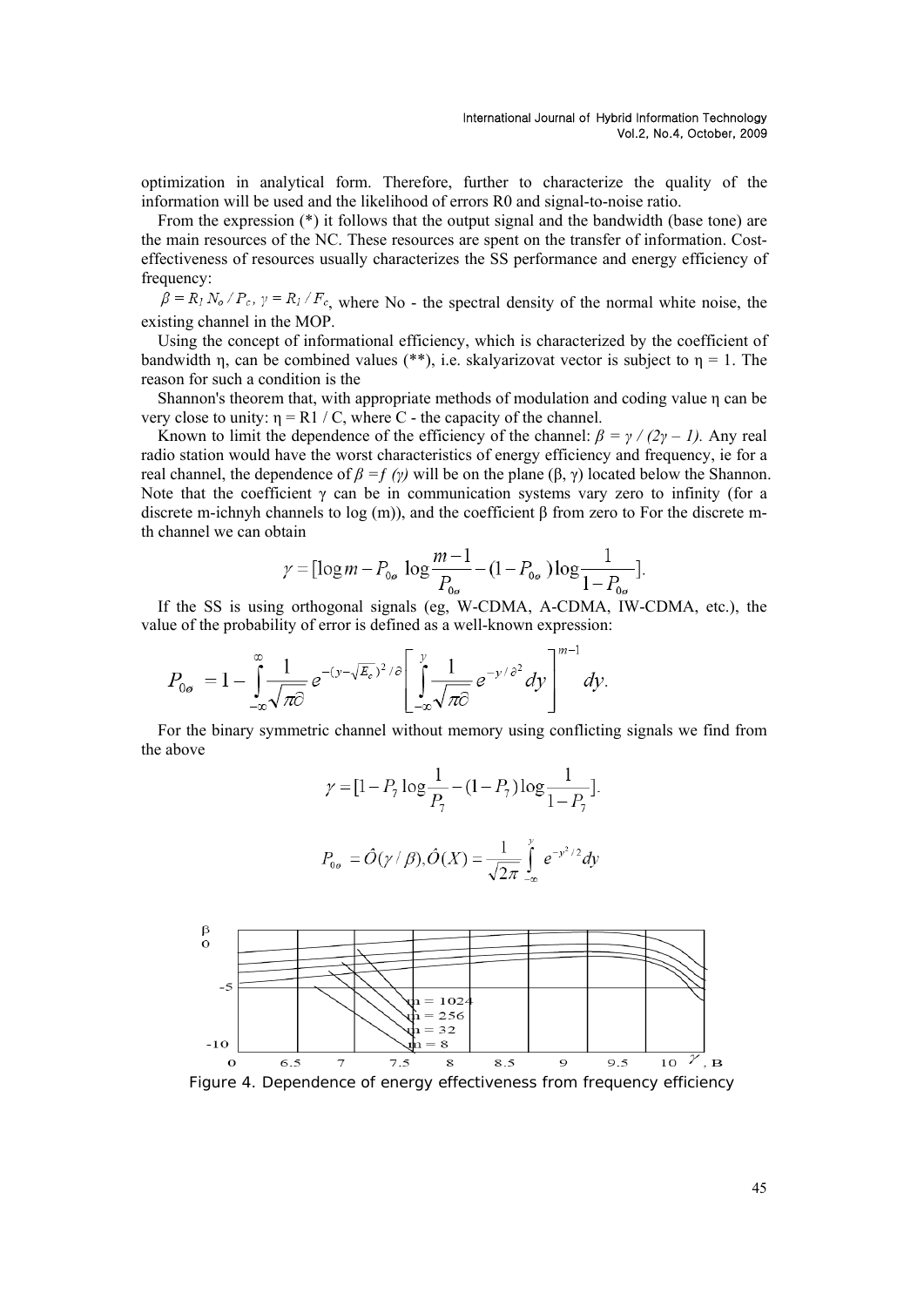optimization in analytical form. Therefore, further to characterize the quality of the information will be used and the likelihood of errors R0 and signal-to-noise ratio.

From the expression (*) it follows that the output signal and the bandwidth (base tone) are the main resources of the NC. These resources are spent on the transfer of information. Cost-effectiveness of resources usually characterizes the SS performance and energy efficiency of frequency:

$\beta = R_1 N_o / P_c$, $\gamma = R_1 / F_c$, where No - the spectral density of the normal white noise, the existing channel in the MOP.

Using the concept of informational efficiency, which is characterized by the coefficient of bandwidth η, can be combined values (**), i.e. skalyarizovat vector is subject to η = 1. The reason for such a condition is the

Shannon's theorem that, with appropriate methods of modulation and coding value η can be very close to unity: η = R1 / C, where C - the capacity of the channel.

Known to limit the dependence of the efficiency of the channel: $\beta = \gamma / (2\gamma - 1)$. Any real radio station would have the worst characteristics of energy efficiency and frequency, ie for a real channel, the dependence of $\beta = f(\gamma)$ will be on the plane (β, γ) located below the Shannon. Note that the coefficient γ can be in communication systems vary zero to infinity (for a discrete m-ichnyh channels to log (m)), and the coefficient β from zero to For the discrete m-th channel we can obtain

$$\gamma = [\log m - P_{0ø} \log \frac{m-1}{P_{0ø}} - (1 - P_{0ø}) \log \frac{1}{1 - P_{0ø}}].$$

If the SS is using orthogonal signals (eg, W-CDMA, A-CDMA, IW-CDMA, etc.), the value of the probability of error is defined as a well-known expression:

$$P_{0ø} = 1 - \int_{-\infty}^{\infty} \frac{1}{\sqrt{\pi \partial}} e^{-(y - \sqrt{E_c})^2 / \partial} \left[ \int_{-\infty}^{y} \frac{1}{\sqrt{\pi \partial}} e^{-y/\partial^2} dy \right]^{m-1} dy.$$

For the binary symmetric channel without memory using conflicting signals we find from the above

$$\gamma = [1 - P_7 \log \frac{1}{P_7} - (1 - P_7) \log \frac{1}{1 - P_7}].$$

$$P_{0ø} = \hat{O}(\gamma / \beta), \hat{O}(X) = \frac{1}{\sqrt{2\pi}} \int_{-\infty}^{y} e^{-y^2/2} dy$$

Figure 4. Dependence of energy effectiveness from frequency efficiency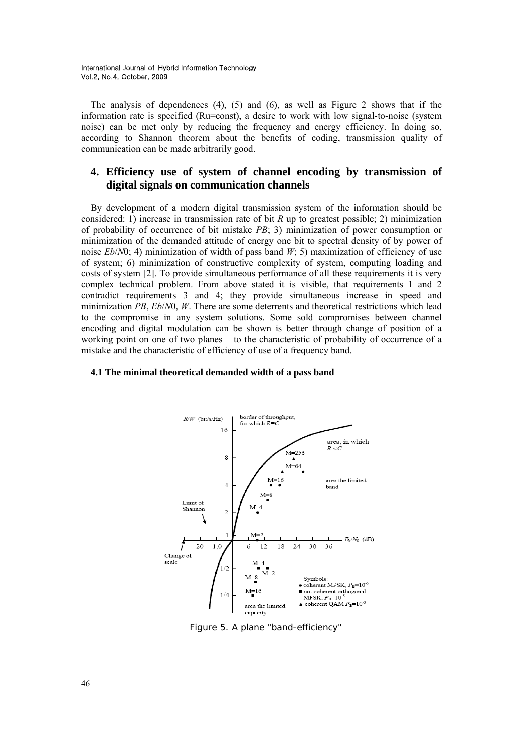The analysis of dependences (4), (5) and (6), as well as Figure 2 shows that if the information rate is specified (Ru=const), a desire to work with low signal-to-noise (system noise) can be met only by reducing the frequency and energy efficiency. In doing so, according to Shannon theorem about the benefits of coding, transmission quality of communication can be made arbitrarily good.

## 4. Efficiency use of system of channel encoding by transmission of digital signals on communication channels

By development of a modern digital transmission system of the information should be considered: 1) increase in transmission rate of bit *R* up to greatest possible; 2) minimization of probability of occurrence of bit mistake *PB*; 3) minimization of power consumption or minimization of the demanded attitude of energy one bit to spectral density of by power of noise *Eb*/*N*0; 4) minimization of width of pass band *W*; 5) maximization of efficiency of use of system; 6) minimization of constructive complexity of system, computing loading and costs of system [2]. To provide simultaneous performance of all these requirements it is very complex technical problem. From above stated it is visible, that requirements 1 and 2 contradict requirements 3 and 4; they provide simultaneous increase in speed and minimization *PB*, *Eb*/*N*0, *W*. There are some deterrents and theoretical restrictions which lead to the compromise in any system solutions. Some sold compromises between channel encoding and digital modulation can be shown is better through change of position of a working point on one of two planes – to the characteristic of probability of occurrence of a mistake and the characteristic of efficiency of use of a frequency band.

### 4.1 The minimal theoretical demanded width of a pass band

Figure 5. A plane "band-efficiency"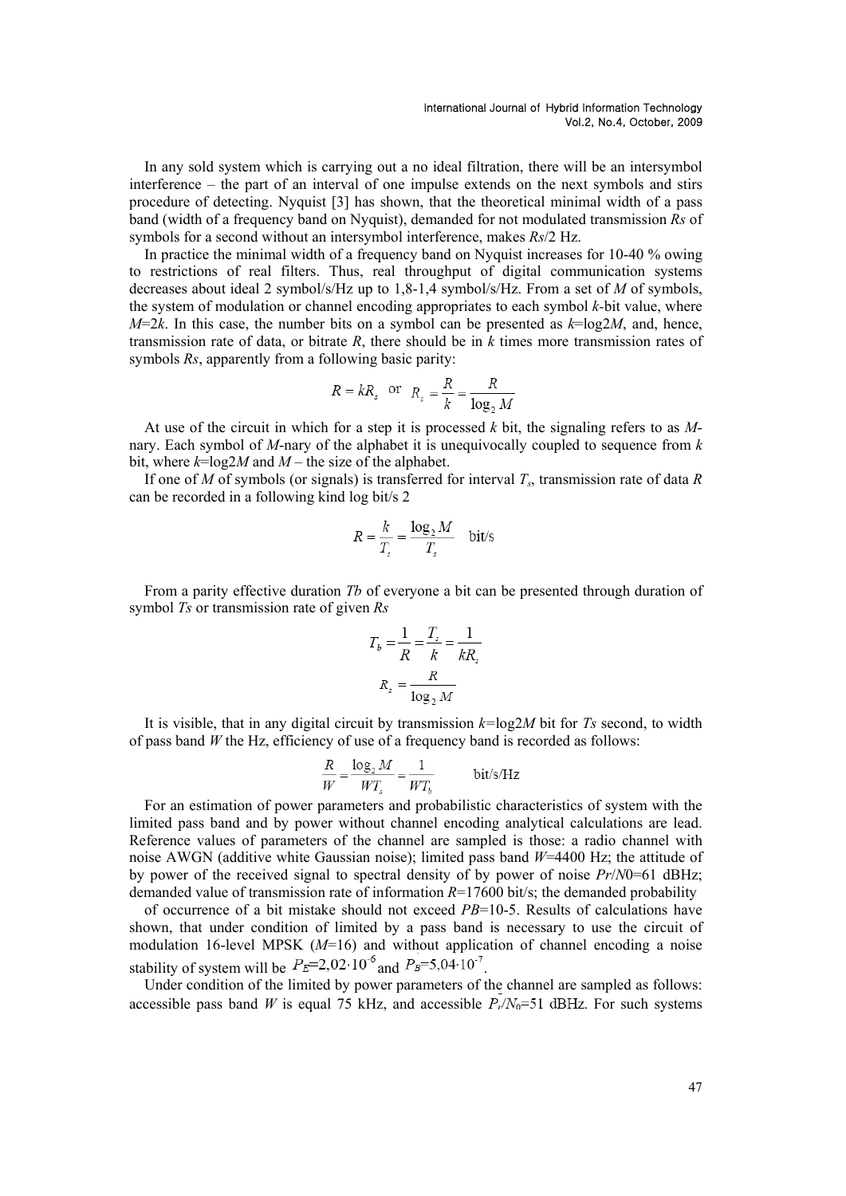In any sold system which is carrying out a no ideal filtration, there will be an intersymbol interference – the part of an interval of one impulse extends on the next symbols and stirs procedure of detecting. Nyquist [3] has shown, that the theoretical minimal width of a pass band (width of a frequency band on Nyquist), demanded for not modulated transmission *Rs* of symbols for a second without an intersymbol interference, makes *Rs*/2 Hz.

In practice the minimal width of a frequency band on Nyquist increases for 10-40 % owing to restrictions of real filters. Thus, real throughput of digital communication systems decreases about ideal 2 symbol/s/Hz up to 1,8-1,4 symbol/s/Hz. From a set of *M* of symbols, the system of modulation or channel encoding appropriates to each symbol *k*-bit value, where *M*=2*k*. In this case, the number bits on a symbol can be presented as *k*=log2*M*, and, hence, transmission rate of data, or bitrate *R*, there should be in *k* times more transmission rates of symbols *Rs*, apparently from a following basic parity:

$$R = kR_s \quad \text{or} \quad R_s = \frac{R}{k} = \frac{R}{\log_2 M}$$

At use of the circuit in which for a step it is processed *k* bit, the signaling refers to as *M*-nary. Each symbol of *M*-nary of the alphabet it is unequivocally coupled to sequence from *k* bit, where *k*=log2*M* and *M* – the size of the alphabet.

If one of *M* of symbols (or signals) is transferred for interval $T_s$, transmission rate of data *R* can be recorded in a following kind log bit/s 2

$$R = \frac{k}{T_s} = \frac{\log_2 M}{T_s} \quad \text{bit/s}$$

From a parity effective duration *Tb* of everyone a bit can be presented through duration of symbol *Ts* or transmission rate of given *Rs*

$$T_b = \frac{1}{R} = \frac{T_s}{k} = \frac{1}{kR_s}$$

$$R_s = \frac{R}{\log_2 M}$$

It is visible, that in any digital circuit by transmission *k*=log2*M* bit for *Ts* second, to width of pass band *W* the Hz, efficiency of use of a frequency band is recorded as follows:

$$\frac{R}{W} = \frac{\log_2 M}{WT_s} = \frac{1}{WT_b} \quad \text{bit/s/Hz}$$

For an estimation of power parameters and probabilistic characteristics of system with the limited pass band and by power without channel encoding analytical calculations are lead. Reference values of parameters of the channel are sampled is those: a radio channel with noise AWGN (additive white Gaussian noise); limited pass band *W*=4400 Hz; the attitude of by power of the received signal to spectral density of by power of noise *Pr*/*N*0=61 dBHz; demanded value of transmission rate of information *R*=17600 bit/s; the demanded probability of occurrence of a bit mistake should not exceed *PB*=10-5. Results of calculations have shown, that under condition of limited by a pass band is necessary to use the circuit of modulation 16-level MPSK (*M*=16) and without application of channel encoding a noise stability of system will be $P_E$=2,02·10$^{-6}$ and $P_B$=5,04·10$^{-7}$.

Under condition of the limited by power parameters of the channel are sampled as follows: accessible pass band *W* is equal 75 kHz, and accessible $P_r/N_0$=51 dBHz. For such systems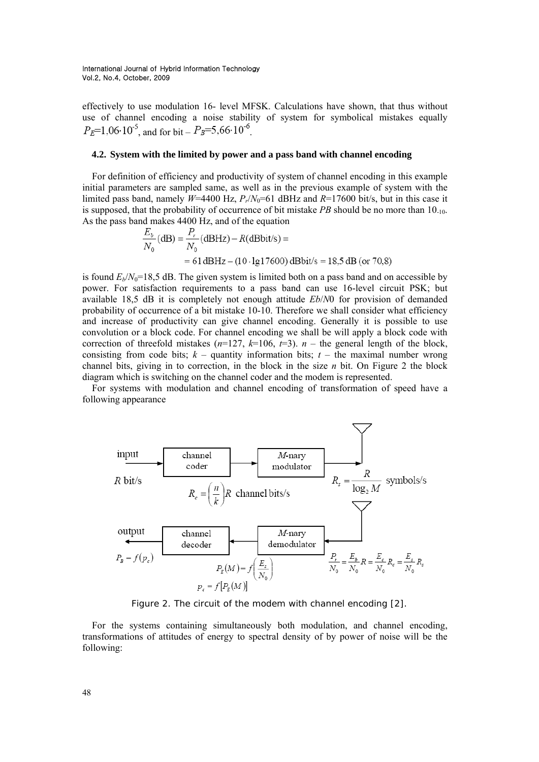effectively to use modulation 16- level MFSK. Calculations have shown, that thus without use of channel encoding a noise stability of system for symbolical mistakes equally $P_E$=1,06·10$^{-5}$, and for bit – $P_B$=5,66·10$^{-6}$.

### 4.2. System with the limited by power and a pass band with channel encoding

For definition of efficiency and productivity of system of channel encoding in this example initial parameters are sampled same, as well as in the previous example of system with the limited pass band, namely $W$=4400 Hz, $P_r/N_0$=61 dBHz and $R$=17600 bit/s, but in this case it is supposed, that the probability of occurrence of bit mistake *PB* should be no more than $10_{-10}$. As the pass band makes 4400 Hz, and of the equation

$$\frac{E_b}{N_0}(\text{dB}) = \frac{P_r}{N_0}(\text{dBHz}) - R(\text{dBbit/s}) =$$

$$= 61\,\text{dBHz} - (10 \cdot \lg 17600)\,\text{dBbit/s} = 18{,}5\,\text{dB (or 70,8)}$$

is found $E_b/N_0$=18,5 dB. The given system is limited both on a pass band and on accessible by power. For satisfaction requirements to a pass band can use 16-level circuit PSK; but available 18,5 dB it is completely not enough attitude $Eb/N0$ for provision of demanded probability of occurrence of a bit mistake 10-10. Therefore we shall consider what efficiency and increase of productivity can give channel encoding. Generally it is possible to use convolution or a block code. For channel encoding we shall be will apply a block code with correction of threefold mistakes ($n$=127, $k$=106, $t$=3). $n$ – the general length of the block, consisting from code bits; $k$ – quantity information bits; $t$ – the maximal number wrong channel bits, giving in to correction, in the block in the size $n$ bit. On Figure 2 the block diagram which is switching on the channel coder and the modem is represented.

For systems with modulation and channel encoding of transformation of speed have a following appearance

input $R$ bit/s → channel coder → $M$-nary modulator

$$R_c = \left(\frac{n}{k}\right) R \text{ channel bits/s} \qquad R_s = \frac{R}{\log_2 M} \text{ symbols/s}$$

output ← channel decoder ← $M$-nary demodulator

$$P_B = f(p_c) \qquad P_E(M) = f\left(\frac{E_s}{N_0}\right) \qquad p_c = f[P_E(M)] \qquad \frac{P_r}{N_0} = \frac{E_b}{N_0}R = \frac{E_c}{N_0}R_c = \frac{E_s}{N_0}R_s$$

Figure 2. The circuit of the modem with channel encoding [2].

For the systems containing simultaneously both modulation, and channel encoding, transformations of attitudes of energy to spectral density of by power of noise will be the following: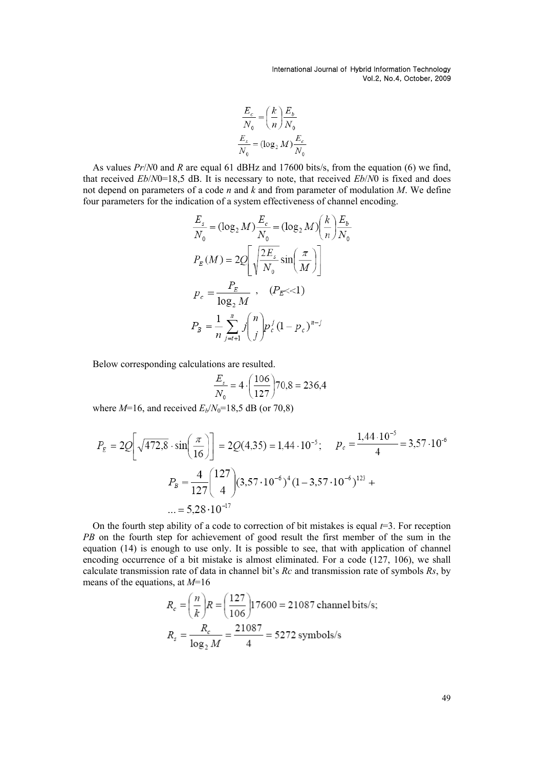$$\frac{E_c}{N_0} = \left(\frac{k}{n}\right)\frac{E_b}{N_0}$$

$$\frac{E_s}{N_0} = (\log_2 M)\frac{E_c}{N_0}$$

As values $Pr/N0$ and $R$ are equal 61 dBHz and 17600 bits/s, from the equation (6) we find, that received $Eb/N0$=18,5 dB. It is necessary to note, that received $Eb/N0$ is fixed and does not depend on parameters of a code $n$ and $k$ and from parameter of modulation $M$. We define four parameters for the indication of a system effectiveness of channel encoding.

$$\frac{E_s}{N_0} = (\log_2 M)\frac{E_c}{N_0} = (\log_2 M)\left(\frac{k}{n}\right)\frac{E_b}{N_0}$$

$$P_E(M) = 2Q\left[\sqrt{\frac{2E_s}{N_0}}\sin\left(\frac{\pi}{M}\right)\right]$$

$$p_c = \frac{P_E}{\log_2 M}, \quad (P_E \ll 1)$$

$$P_B = \frac{1}{n}\sum_{j=t+1}^{n} j\binom{n}{j}p_c^j(1-p_c)^{n-j}$$

Below corresponding calculations are resulted.

$$\frac{E_s}{N_0} = 4\cdot\left(\frac{106}{127}\right)70{,}8 = 236{,}4$$

where $M$=16, and received $E_b/N_0$=18,5 dB (or 70,8)

$$P_E = 2Q\left[\sqrt{472{,}8}\cdot\sin\left(\frac{\pi}{16}\right)\right] = 2Q(4{,}35) = 1{,}44\cdot 10^{-5}; \qquad p_c = \frac{1{,}44\cdot 10^{-5}}{4} = 3{,}57\cdot 10^{-6}$$

$$P_B = \frac{4}{127}\binom{127}{4}(3{,}57\cdot 10^{-6})^4(1-3{,}57\cdot 10^{-6})^{123} + \\ \ldots = 5{,}28\cdot 10^{-17}$$

On the fourth step ability of a code to correction of bit mistakes is equal $t$=3. For reception $PB$ on the fourth step for achievement of good result the first member of the sum in the equation (14) is enough to use only. It is possible to see, that with application of channel encoding occurrence of a bit mistake is almost eliminated. For a code (127, 106), we shall calculate transmission rate of data in channel bit's $Rc$ and transmission rate of symbols $Rs$, by means of the equations, at $M$=16

$$R_c = \left(\frac{n}{k}\right)R = \left(\frac{127}{106}\right)17600 = 21087 \text{ channel bits/s;}$$

$$R_s = \frac{R_c}{\log_2 M} = \frac{21087}{4} = 5272 \text{ symbols/s}$$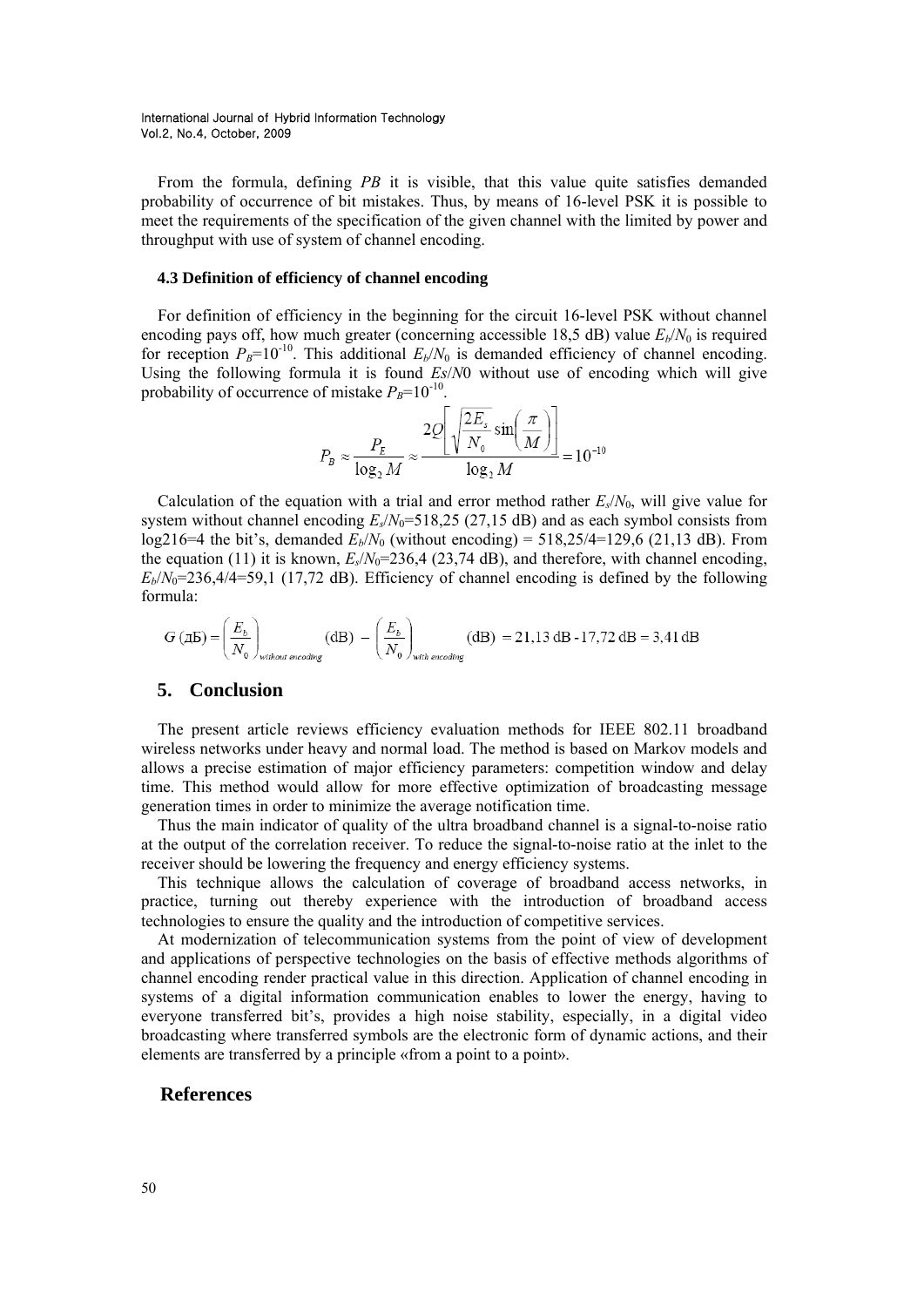From the formula, defining *PB* it is visible, that this value quite satisfies demanded probability of occurrence of bit mistakes. Thus, by means of 16-level PSK it is possible to meet the requirements of the specification of the given channel with the limited by power and throughput with use of system of channel encoding.

### 4.3 Definition of efficiency of channel encoding

For definition of efficiency in the beginning for the circuit 16-level PSK without channel encoding pays off, how much greater (concerning accessible 18,5 dB) value $E_b/N_0$ is required for reception $P_B$=$10^{-10}$. This additional $E_b/N_0$ is demanded efficiency of channel encoding. Using the following formula it is found *Es*/*N*0 without use of encoding which will give probability of occurrence of mistake $P_B$=$10^{-10}$.

$$P_B \approx \frac{P_E}{\log_2 M} \approx \frac{2Q\left[\sqrt{\frac{2E_s}{N_0}}\sin\left(\frac{\pi}{M}\right)\right]}{\log_2 M} = 10^{-10}$$

Calculation of the equation with a trial and error method rather $E_s/N_0$, will give value for system without channel encoding $E_s/N_0$=518,25 (27,15 dB) and as each symbol consists from log216=4 the bit's, demanded $E_b/N_0$ (without encoding) = 518,25/4=129,6 (21,13 dB). From the equation (11) it is known, $E_s/N_0$=236,4 (23,74 dB), and therefore, with channel encoding, $E_b/N_0$=236,4/4=59,1 (17,72 dB). Efficiency of channel encoding is defined by the following formula:

$$G\,(\text{дБ}) = \left(\frac{E_b}{N_0}\right)_{without\ encoding}(\text{dB}) - \left(\frac{E_b}{N_0}\right)_{with\ encoding}(\text{dB}) = 21{,}13\ \text{dB} - 17{,}72\ \text{dB} = 3{,}41\ \text{dB}$$

## 5. Conclusion

The present article reviews efficiency evaluation methods for IEEE 802.11 broadband wireless networks under heavy and normal load. The method is based on Markov models and allows a precise estimation of major efficiency parameters: competition window and delay time. This method would allow for more effective optimization of broadcasting message generation times in order to minimize the average notification time.

Thus the main indicator of quality of the ultra broadband channel is a signal-to-noise ratio at the output of the correlation receiver. To reduce the signal-to-noise ratio at the inlet to the receiver should be lowering the frequency and energy efficiency systems.

This technique allows the calculation of coverage of broadband access networks, in practice, turning out thereby experience with the introduction of broadband access technologies to ensure the quality and the introduction of competitive services.

At modernization of telecommunication systems from the point of view of development and applications of perspective technologies on the basis of effective methods algorithms of channel encoding render practical value in this direction. Application of channel encoding in systems of a digital information communication enables to lower the energy, having to everyone transferred bit's, provides a high noise stability, especially, in a digital video broadcasting where transferred symbols are the electronic form of dynamic actions, and their elements are transferred by a principle «from a point to a point».

## References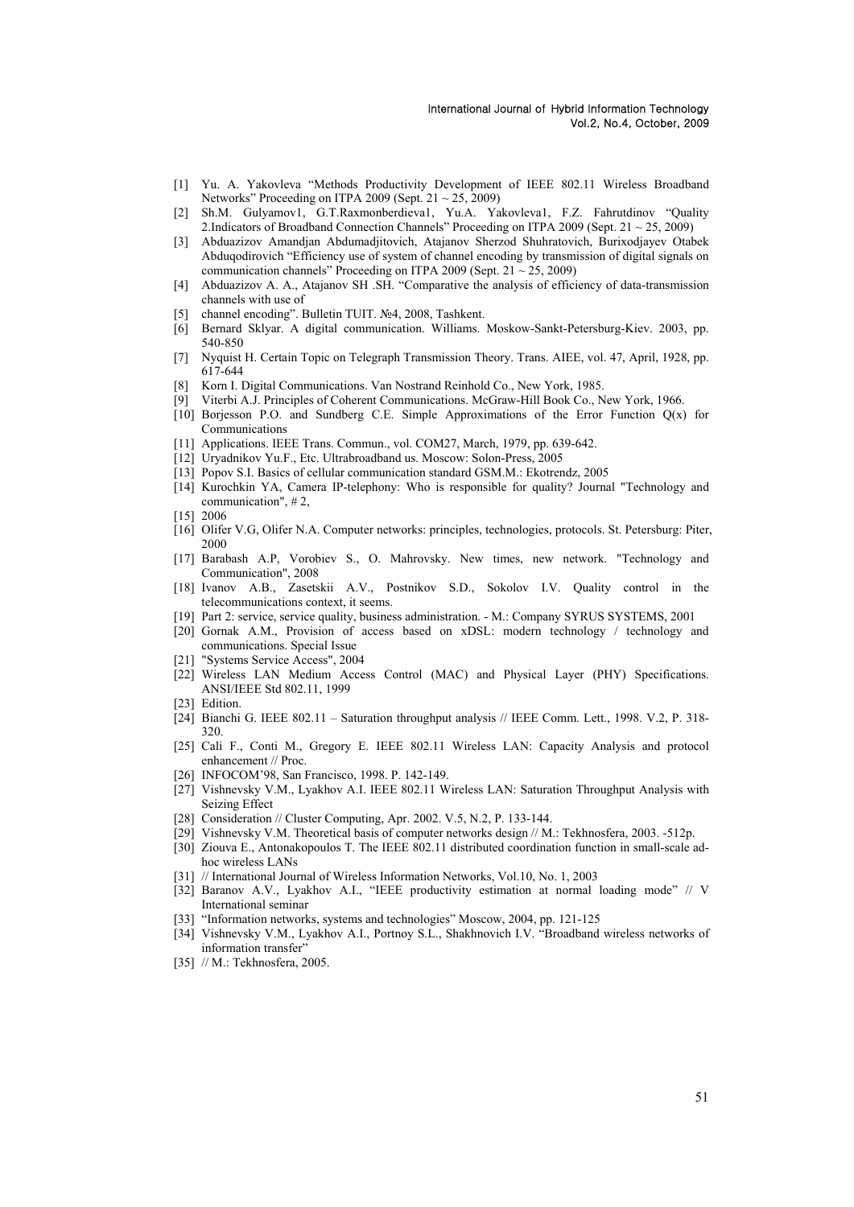[1] Yu. A. Yakovleva "Methods Productivity Development of IEEE 802.11 Wireless Broadband Networks" Proceeding on ITPA 2009 (Sept. 21 ~ 25, 2009)

[2] Sh.M. Gulyamov1, G.T.Raxmonberdieva1, Yu.A. Yakovleva1, F.Z. Fahrutdinov "Quality 2.Indicators of Broadband Connection Channels" Proceeding on ITPA 2009 (Sept. 21 ~ 25, 2009)

[3] Abduazizov Amandjan Abdumadjitovich, Atajanov Sherzod Shuhratovich, Burixodjayev Otabek Abduqodirovich "Efficiency use of system of channel encoding by transmission of digital signals on communication channels" Proceeding on ITPA 2009 (Sept. 21 ~ 25, 2009)

[4] Abduazizov A. A., Atajanov SH .SH. "Comparative the analysis of efficiency of data-transmission channels with use of

[5] channel encoding". Bulletin TUIT. №4, 2008, Tashkent.

[6] Bernard Sklyar. A digital communication. Williams. Moskow-Sankt-Petersburg-Kiev. 2003, pp. 540-850

[7] Nyquist H. Certain Topic on Telegraph Transmission Theory. Trans. AIEE, vol. 47, April, 1928, pp. 617-644

[8] Korn I. Digital Communications. Van Nostrand Reinhold Co., New York, 1985.

[9] Viterbi A.J. Principles of Coherent Communications. McGraw-Hill Book Co., New York, 1966.

[10] Borjesson P.O. and Sundberg C.E. Simple Approximations of the Error Function Q(x) for Communications

[11] Applications. IEEE Trans. Commun., vol. COM27, March, 1979, pp. 639-642.

[12] Uryadnikov Yu.F., Etc. Ultrabroadband us. Moscow: Solon-Press, 2005

[13] Popov S.I. Basics of cellular communication standard GSM.M.: Ekotrendz, 2005

[14] Kurochkin YA, Camera IP-telephony: Who is responsible for quality? Journal "Technology and communication", # 2,

[15] 2006

[16] Olifer V.G, Olifer N.A. Computer networks: principles, technologies, protocols. St. Petersburg: Piter, 2000

[17] Barabash A.P, Vorobiev S., O. Mahrovsky. New times, new network. "Technology and Communication", 2008

[18] Ivanov A.B., Zasetskii A.V., Postnikov S.D., Sokolov I.V. Quality control in the telecommunications context, it seems.

[19] Part 2: service, service quality, business administration. - M.: Company SYRUS SYSTEMS, 2001

[20] Gornak A.M., Provision of access based on xDSL: modern technology / technology and communications. Special Issue

[21] "Systems Service Access", 2004

[22] Wireless LAN Medium Access Control (MAC) and Physical Layer (PHY) Specifications. ANSI/IEEE Std 802.11, 1999

[23] Edition.

[24] Bianchi G. IEEE 802.11 – Saturation throughput analysis // IEEE Comm. Lett., 1998. V.2, P. 318-320.

[25] Cali F., Conti M., Gregory E. IEEE 802.11 Wireless LAN: Capacity Analysis and protocol enhancement // Proc.

[26] INFOCOM'98, San Francisco, 1998. P. 142-149.

[27] Vishnevsky V.M., Lyakhov A.I. IEEE 802.11 Wireless LAN: Saturation Throughput Analysis with Seizing Effect

[28] Consideration // Cluster Computing, Apr. 2002. V.5, N.2, P. 133-144.

[29] Vishnevsky V.M. Theoretical basis of computer networks design // M.: Tekhnosfera, 2003. -512p.

[30] Ziouva E., Antonakopoulos T. The IEEE 802.11 distributed coordination function in small-scale ad-hoc wireless LANs

[31] // International Journal of Wireless Information Networks, Vol.10, No. 1, 2003

[32] Baranov A.V., Lyakhov A.I., "IEEE productivity estimation at normal loading mode" // V International seminar

[33] "Information networks, systems and technologies" Moscow, 2004, pp. 121-125

[34] Vishnevsky V.M., Lyakhov A.I., Portnoy S.L., Shakhnovich I.V. "Broadband wireless networks of information transfer"

[35] // M.: Tekhnosfera, 2005.